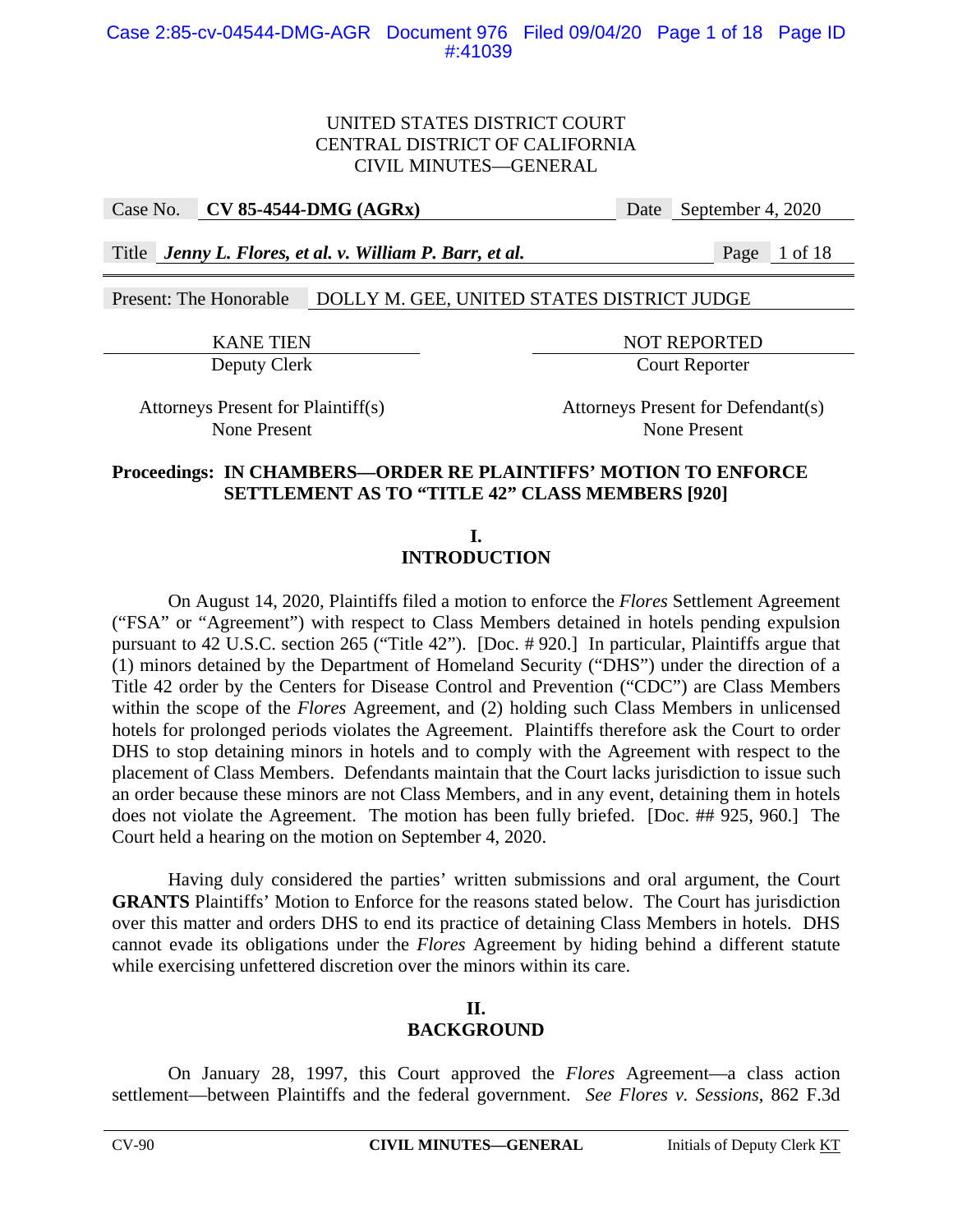UNITED STATES DISTRICT COURT
CENTRAL DISTRICT OF CALIFORNIA
CIVIL MINUTES—GENERAL

| Case No. | **CV 85-4544-DMG (AGRx)** | Date | September 4, 2020 |
|---|---|---|---|
| Title | ***Jenny L. Flores, et al. v. William P. Barr, et al.*** | | |

Present: The Honorable DOLLY M. GEE, UNITED STATES DISTRICT JUDGE

| KANE TIEN | NOT REPORTED |
|---|---|
| Deputy Clerk | Court Reporter |
| Attorneys Present for Plaintiff(s) | Attorneys Present for Defendant(s) |
| None Present | None Present |

**Proceedings: IN CHAMBERS—ORDER RE PLAINTIFFS' MOTION TO ENFORCE SETTLEMENT AS TO "TITLE 42" CLASS MEMBERS [920]**

## I. INTRODUCTION

On August 14, 2020, Plaintiffs filed a motion to enforce the *Flores* Settlement Agreement ("FSA" or "Agreement") with respect to Class Members detained in hotels pending expulsion pursuant to 42 U.S.C. section 265 ("Title 42"). [Doc. # 920.] In particular, Plaintiffs argue that (1) minors detained by the Department of Homeland Security ("DHS") under the direction of a Title 42 order by the Centers for Disease Control and Prevention ("CDC") are Class Members within the scope of the *Flores* Agreement, and (2) holding such Class Members in unlicensed hotels for prolonged periods violates the Agreement. Plaintiffs therefore ask the Court to order DHS to stop detaining minors in hotels and to comply with the Agreement with respect to the placement of Class Members. Defendants maintain that the Court lacks jurisdiction to issue such an order because these minors are not Class Members, and in any event, detaining them in hotels does not violate the Agreement. The motion has been fully briefed. [Doc. ## 925, 960.] The Court held a hearing on the motion on September 4, 2020.

Having duly considered the parties' written submissions and oral argument, the Court **GRANTS** Plaintiffs' Motion to Enforce for the reasons stated below. The Court has jurisdiction over this matter and orders DHS to end its practice of detaining Class Members in hotels. DHS cannot evade its obligations under the *Flores* Agreement by hiding behind a different statute while exercising unfettered discretion over the minors within its care.

## II. BACKGROUND

On January 28, 1997, this Court approved the *Flores* Agreement—a class action settlement—between Plaintiffs and the federal government. *See Flores v. Sessions*, 862 F.3d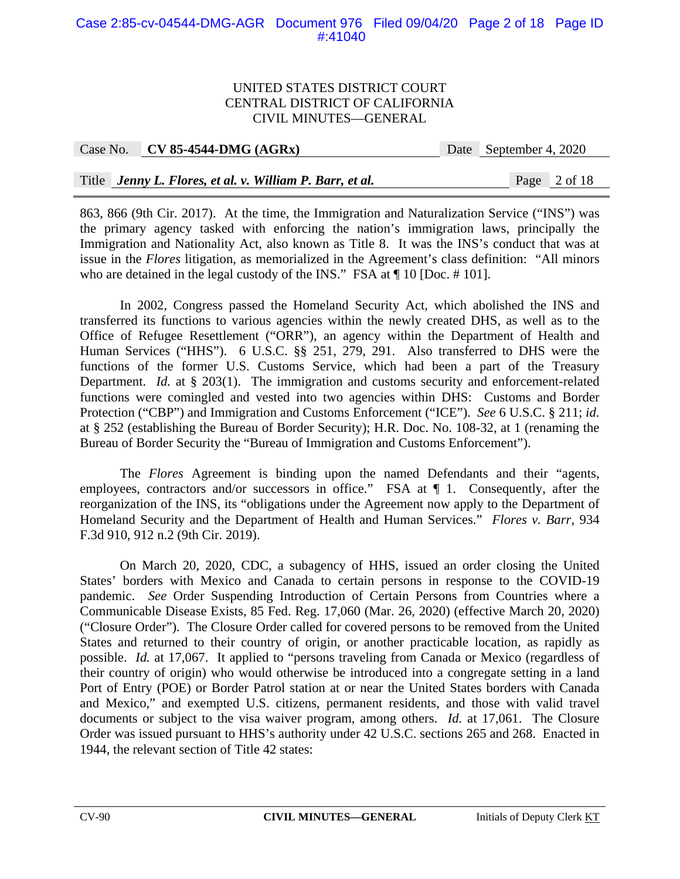863, 866 (9th Cir. 2017). At the time, the Immigration and Naturalization Service ("INS") was the primary agency tasked with enforcing the nation's immigration laws, principally the Immigration and Nationality Act, also known as Title 8. It was the INS's conduct that was at issue in the *Flores* litigation, as memorialized in the Agreement's class definition: "All minors who are detained in the legal custody of the INS." FSA at ¶ 10 [Doc. # 101].

In 2002, Congress passed the Homeland Security Act, which abolished the INS and transferred its functions to various agencies within the newly created DHS, as well as to the Office of Refugee Resettlement ("ORR"), an agency within the Department of Health and Human Services ("HHS"). 6 U.S.C. §§ 251, 279, 291. Also transferred to DHS were the functions of the former U.S. Customs Service, which had been a part of the Treasury Department. *Id.* at § 203(1). The immigration and customs security and enforcement-related functions were comingled and vested into two agencies within DHS: Customs and Border Protection ("CBP") and Immigration and Customs Enforcement ("ICE"). *See* 6 U.S.C. § 211; *id.* at § 252 (establishing the Bureau of Border Security); H.R. Doc. No. 108-32, at 1 (renaming the Bureau of Border Security the "Bureau of Immigration and Customs Enforcement").

The *Flores* Agreement is binding upon the named Defendants and their "agents, employees, contractors and/or successors in office." FSA at ¶ 1. Consequently, after the reorganization of the INS, its "obligations under the Agreement now apply to the Department of Homeland Security and the Department of Health and Human Services." *Flores v. Barr*, 934 F.3d 910, 912 n.2 (9th Cir. 2019).

On March 20, 2020, CDC, a subagency of HHS, issued an order closing the United States' borders with Mexico and Canada to certain persons in response to the COVID-19 pandemic. *See* Order Suspending Introduction of Certain Persons from Countries where a Communicable Disease Exists, 85 Fed. Reg. 17,060 (Mar. 26, 2020) (effective March 20, 2020) ("Closure Order"). The Closure Order called for covered persons to be removed from the United States and returned to their country of origin, or another practicable location, as rapidly as possible. *Id.* at 17,067. It applied to "persons traveling from Canada or Mexico (regardless of their country of origin) who would otherwise be introduced into a congregate setting in a land Port of Entry (POE) or Border Patrol station at or near the United States borders with Canada and Mexico," and exempted U.S. citizens, permanent residents, and those with valid travel documents or subject to the visa waiver program, among others. *Id.* at 17,061. The Closure Order was issued pursuant to HHS's authority under 42 U.S.C. sections 265 and 268. Enacted in 1944, the relevant section of Title 42 states: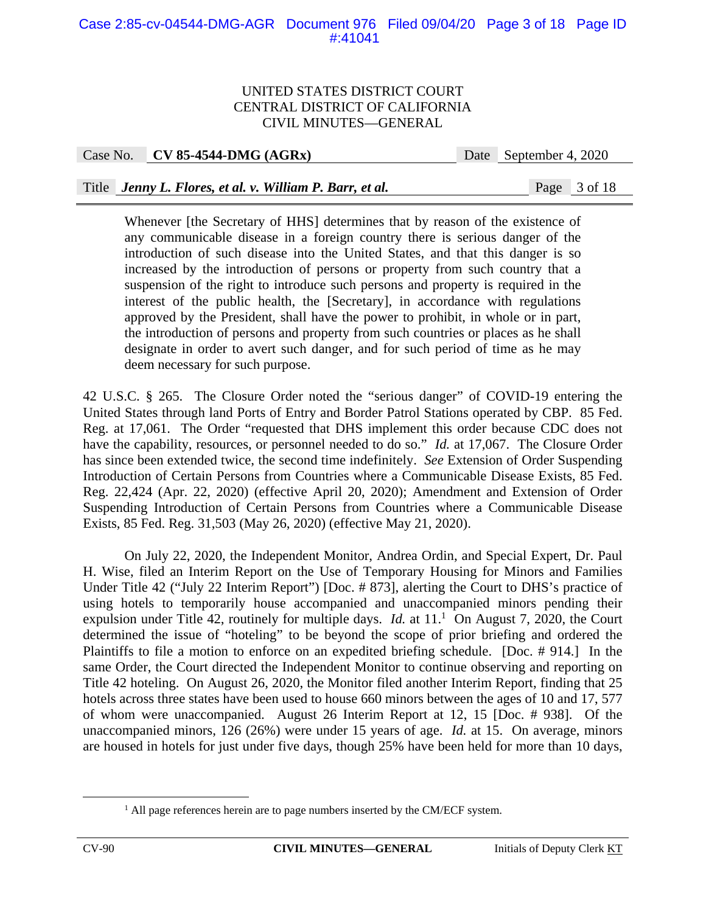> Whenever [the Secretary of HHS] determines that by reason of the existence of any communicable disease in a foreign country there is serious danger of the introduction of such disease into the United States, and that this danger is so increased by the introduction of persons or property from such country that a suspension of the right to introduce such persons and property is required in the interest of the public health, the [Secretary], in accordance with regulations approved by the President, shall have the power to prohibit, in whole or in part, the introduction of persons and property from such countries or places as he shall designate in order to avert such danger, and for such period of time as he may deem necessary for such purpose.

42 U.S.C. § 265. The Closure Order noted the "serious danger" of COVID-19 entering the United States through land Ports of Entry and Border Patrol Stations operated by CBP. 85 Fed. Reg. at 17,061. The Order "requested that DHS implement this order because CDC does not have the capability, resources, or personnel needed to do so." *Id.* at 17,067. The Closure Order has since been extended twice, the second time indefinitely. *See* Extension of Order Suspending Introduction of Certain Persons from Countries where a Communicable Disease Exists, 85 Fed. Reg. 22,424 (Apr. 22, 2020) (effective April 20, 2020); Amendment and Extension of Order Suspending Introduction of Certain Persons from Countries where a Communicable Disease Exists, 85 Fed. Reg. 31,503 (May 26, 2020) (effective May 21, 2020).

On July 22, 2020, the Independent Monitor, Andrea Ordin, and Special Expert, Dr. Paul H. Wise, filed an Interim Report on the Use of Temporary Housing for Minors and Families Under Title 42 ("July 22 Interim Report") [Doc. # 873], alerting the Court to DHS's practice of using hotels to temporarily house accompanied and unaccompanied minors pending their expulsion under Title 42, routinely for multiple days. *Id.* at 11.[1] On August 7, 2020, the Court determined the issue of "hoteling" to be beyond the scope of prior briefing and ordered the Plaintiffs to file a motion to enforce on an expedited briefing schedule. [Doc. # 914.] In the same Order, the Court directed the Independent Monitor to continue observing and reporting on Title 42 hoteling. On August 26, 2020, the Monitor filed another Interim Report, finding that 25 hotels across three states have been used to house 660 minors between the ages of 10 and 17, 577 of whom were unaccompanied. August 26 Interim Report at 12, 15 [Doc. # 938]. Of the unaccompanied minors, 126 (26%) were under 15 years of age. *Id.* at 15. On average, minors are housed in hotels for just under five days, though 25% have been held for more than 10 days,

[1] All page references herein are to page numbers inserted by the CM/ECF system.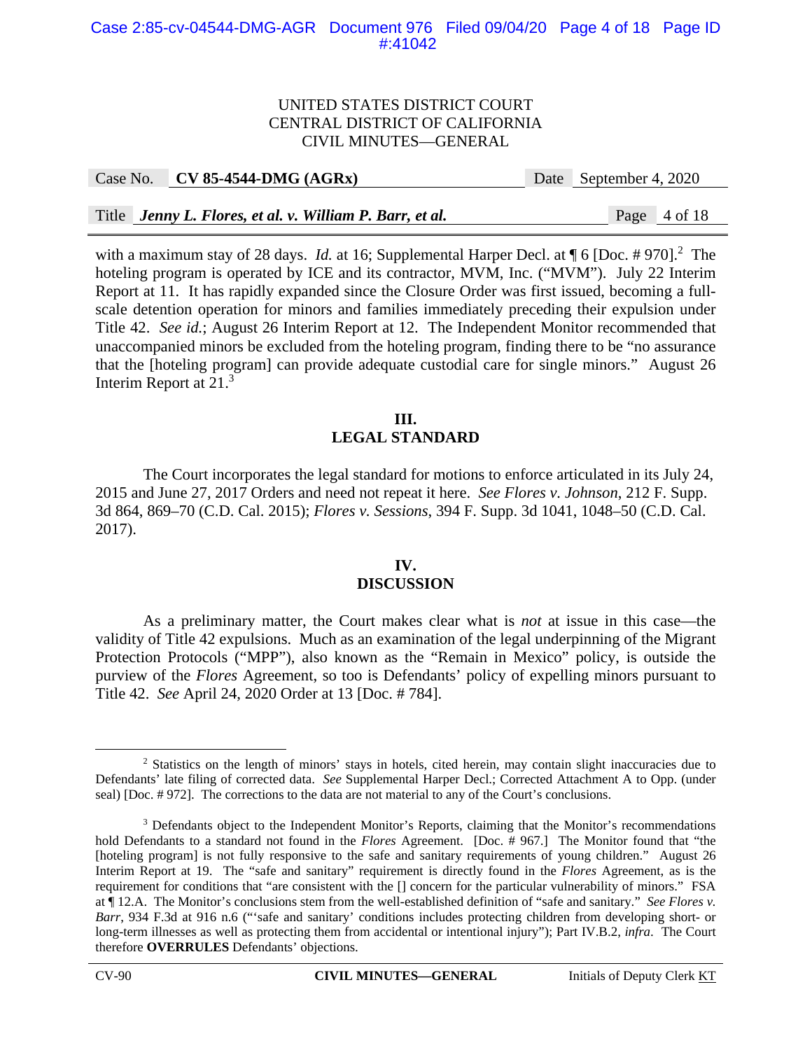with a maximum stay of 28 days. *Id.* at 16; Supplemental Harper Decl. at ¶ 6 [Doc. # 970].[2] The hoteling program is operated by ICE and its contractor, MVM, Inc. ("MVM"). July 22 Interim Report at 11. It has rapidly expanded since the Closure Order was first issued, becoming a full-scale detention operation for minors and families immediately preceding their expulsion under Title 42. *See id.*; August 26 Interim Report at 12. The Independent Monitor recommended that unaccompanied minors be excluded from the hoteling program, finding there to be "no assurance that the [hoteling program] can provide adequate custodial care for single minors." August 26 Interim Report at 21.[3]

## III. LEGAL STANDARD

The Court incorporates the legal standard for motions to enforce articulated in its July 24, 2015 and June 27, 2017 Orders and need not repeat it here. *See Flores v. Johnson*, 212 F. Supp. 3d 864, 869–70 (C.D. Cal. 2015); *Flores v. Sessions*, 394 F. Supp. 3d 1041, 1048–50 (C.D. Cal. 2017).

## IV. DISCUSSION

As a preliminary matter, the Court makes clear what is *not* at issue in this case—the validity of Title 42 expulsions. Much as an examination of the legal underpinning of the Migrant Protection Protocols ("MPP"), also known as the "Remain in Mexico" policy, is outside the purview of the *Flores* Agreement, so too is Defendants' policy of expelling minors pursuant to Title 42. *See* April 24, 2020 Order at 13 [Doc. # 784].

---

[2] Statistics on the length of minors' stays in hotels, cited herein, may contain slight inaccuracies due to Defendants' late filing of corrected data. *See* Supplemental Harper Decl.; Corrected Attachment A to Opp. (under seal) [Doc. # 972]. The corrections to the data are not material to any of the Court's conclusions.

[3] Defendants object to the Independent Monitor's Reports, claiming that the Monitor's recommendations hold Defendants to a standard not found in the *Flores* Agreement. [Doc. # 967.] The Monitor found that "the [hoteling program] is not fully responsive to the safe and sanitary requirements of young children." August 26 Interim Report at 19. The "safe and sanitary" requirement is directly found in the *Flores* Agreement, as is the requirement for conditions that "are consistent with the [] concern for the particular vulnerability of minors." FSA at ¶ 12.A. The Monitor's conclusions stem from the well-established definition of "safe and sanitary." *See Flores v. Barr*, 934 F.3d at 916 n.6 ("'safe and sanitary' conditions includes protecting children from developing short- or long-term illnesses as well as protecting them from accidental or intentional injury"); Part IV.B.2, *infra*. The Court therefore **OVERRULES** Defendants' objections.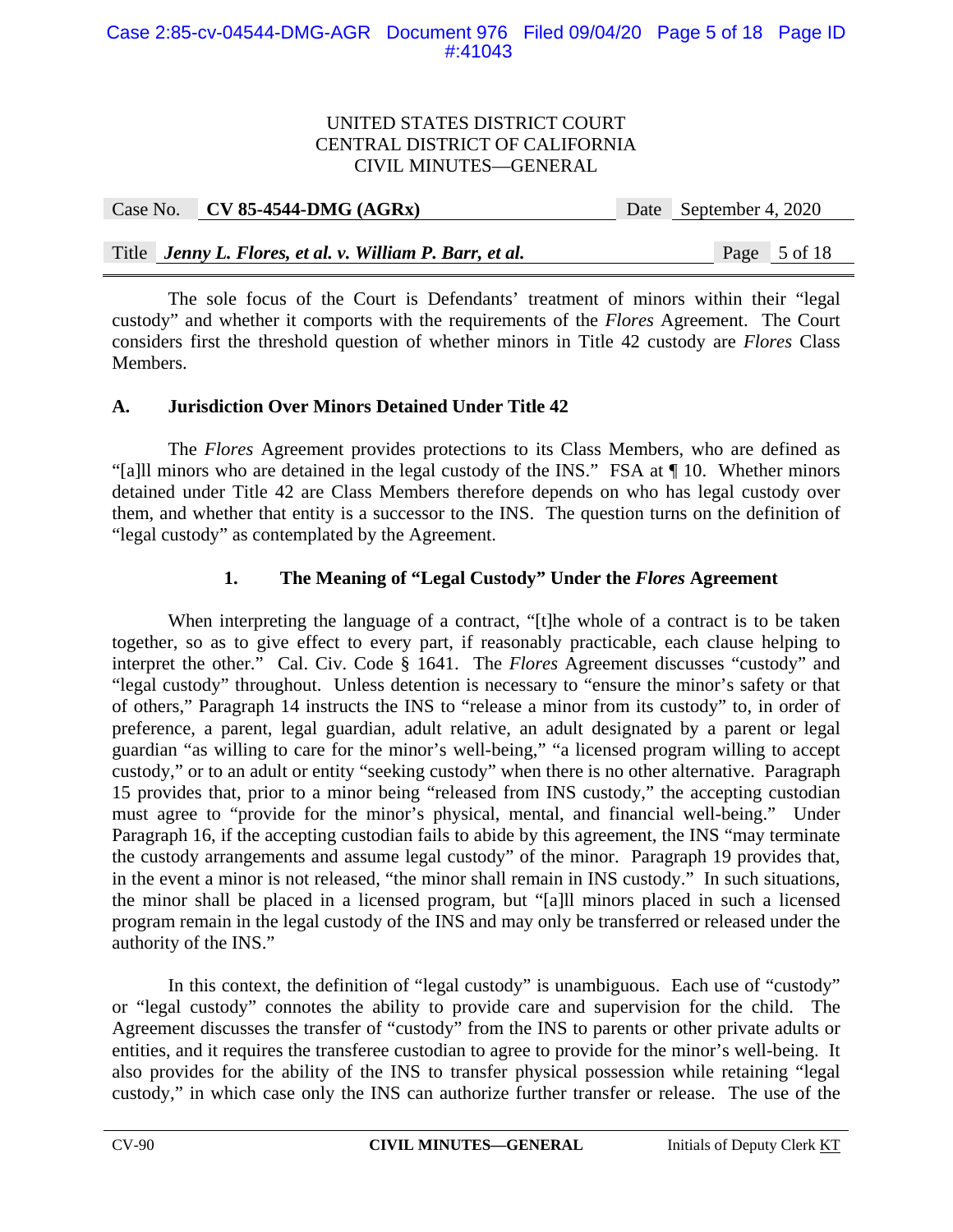The sole focus of the Court is Defendants' treatment of minors within their "legal custody" and whether it comports with the requirements of the *Flores* Agreement. The Court considers first the threshold question of whether minors in Title 42 custody are *Flores* Class Members.

### A. Jurisdiction Over Minors Detained Under Title 42

The *Flores* Agreement provides protections to its Class Members, who are defined as "[a]ll minors who are detained in the legal custody of the INS." FSA at ¶ 10. Whether minors detained under Title 42 are Class Members therefore depends on who has legal custody over them, and whether that entity is a successor to the INS. The question turns on the definition of "legal custody" as contemplated by the Agreement.

#### 1. The Meaning of "Legal Custody" Under the *Flores* Agreement

When interpreting the language of a contract, "[t]he whole of a contract is to be taken together, so as to give effect to every part, if reasonably practicable, each clause helping to interpret the other." Cal. Civ. Code § 1641. The *Flores* Agreement discusses "custody" and "legal custody" throughout. Unless detention is necessary to "ensure the minor's safety or that of others," Paragraph 14 instructs the INS to "release a minor from its custody" to, in order of preference, a parent, legal guardian, adult relative, an adult designated by a parent or legal guardian "as willing to care for the minor's well-being," "a licensed program willing to accept custody," or to an adult or entity "seeking custody" when there is no other alternative. Paragraph 15 provides that, prior to a minor being "released from INS custody," the accepting custodian must agree to "provide for the minor's physical, mental, and financial well-being." Under Paragraph 16, if the accepting custodian fails to abide by this agreement, the INS "may terminate the custody arrangements and assume legal custody" of the minor. Paragraph 19 provides that, in the event a minor is not released, "the minor shall remain in INS custody." In such situations, the minor shall be placed in a licensed program, but "[a]ll minors placed in such a licensed program remain in the legal custody of the INS and may only be transferred or released under the authority of the INS."

In this context, the definition of "legal custody" is unambiguous. Each use of "custody" or "legal custody" connotes the ability to provide care and supervision for the child. The Agreement discusses the transfer of "custody" from the INS to parents or other private adults or entities, and it requires the transferee custodian to agree to provide for the minor's well-being. It also provides for the ability of the INS to transfer physical possession while retaining "legal custody," in which case only the INS can authorize further transfer or release. The use of the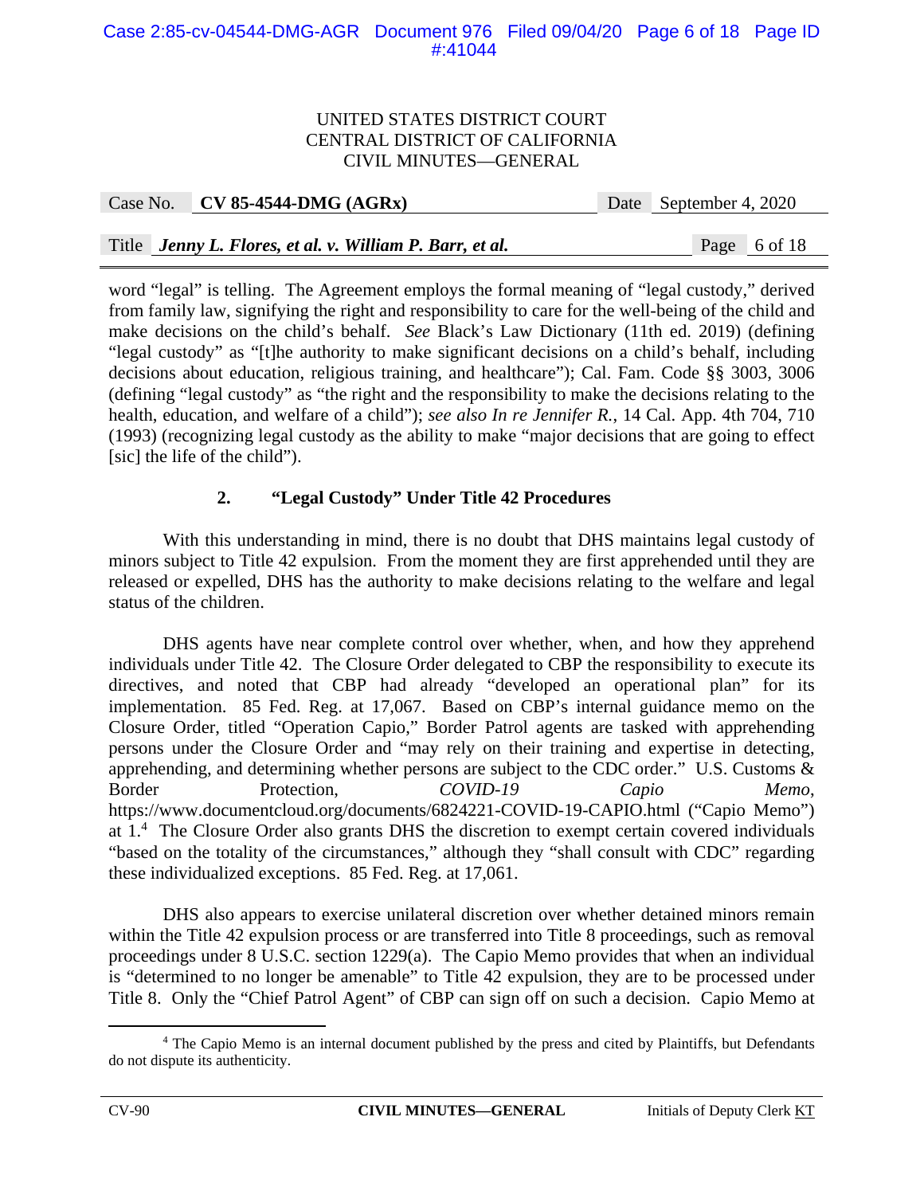word "legal" is telling. The Agreement employs the formal meaning of "legal custody," derived from family law, signifying the right and responsibility to care for the well-being of the child and make decisions on the child's behalf. *See* Black's Law Dictionary (11th ed. 2019) (defining "legal custody" as "[t]he authority to make significant decisions on a child's behalf, including decisions about education, religious training, and healthcare"); Cal. Fam. Code §§ 3003, 3006 (defining "legal custody" as "the right and the responsibility to make the decisions relating to the health, education, and welfare of a child"); *see also In re Jennifer R.*, 14 Cal. App. 4th 704, 710 (1993) (recognizing legal custody as the ability to make "major decisions that are going to effect [sic] the life of the child").

### 2. "Legal Custody" Under Title 42 Procedures

With this understanding in mind, there is no doubt that DHS maintains legal custody of minors subject to Title 42 expulsion. From the moment they are first apprehended until they are released or expelled, DHS has the authority to make decisions relating to the welfare and legal status of the children.

DHS agents have near complete control over whether, when, and how they apprehend individuals under Title 42. The Closure Order delegated to CBP the responsibility to execute its directives, and noted that CBP had already "developed an operational plan" for its implementation. 85 Fed. Reg. at 17,067. Based on CBP's internal guidance memo on the Closure Order, titled "Operation Capio," Border Patrol agents are tasked with apprehending persons under the Closure Order and "may rely on their training and expertise in detecting, apprehending, and determining whether persons are subject to the CDC order." U.S. Customs & Border Protection, *COVID-19 Capio Memo*, https://www.documentcloud.org/documents/6824221-COVID-19-CAPIO.html ("Capio Memo") at 1.[4] The Closure Order also grants DHS the discretion to exempt certain covered individuals "based on the totality of the circumstances," although they "shall consult with CDC" regarding these individualized exceptions. 85 Fed. Reg. at 17,061.

DHS also appears to exercise unilateral discretion over whether detained minors remain within the Title 42 expulsion process or are transferred into Title 8 proceedings, such as removal proceedings under 8 U.S.C. section 1229(a). The Capio Memo provides that when an individual is "determined to no longer be amenable" to Title 42 expulsion, they are to be processed under Title 8. Only the "Chief Patrol Agent" of CBP can sign off on such a decision. Capio Memo at

[4] The Capio Memo is an internal document published by the press and cited by Plaintiffs, but Defendants do not dispute its authenticity.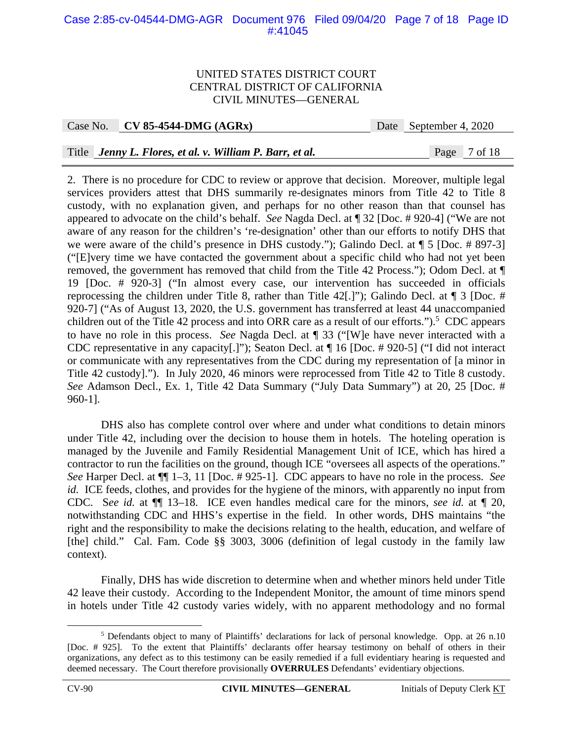2. There is no procedure for CDC to review or approve that decision. Moreover, multiple legal services providers attest that DHS summarily re-designates minors from Title 42 to Title 8 custody, with no explanation given, and perhaps for no other reason than that counsel has appeared to advocate on the child's behalf. *See* Nagda Decl. at ¶ 32 [Doc. # 920-4] ("We are not aware of any reason for the children's 're-designation' other than our efforts to notify DHS that we were aware of the child's presence in DHS custody."); Galindo Decl. at ¶ 5 [Doc. # 897-3] ("[E]very time we have contacted the government about a specific child who had not yet been removed, the government has removed that child from the Title 42 Process."); Odom Decl. at ¶ 19 [Doc. # 920-3] ("In almost every case, our intervention has succeeded in officials reprocessing the children under Title 8, rather than Title 42[.]"); Galindo Decl. at ¶ 3 [Doc. # 920-7] ("As of August 13, 2020, the U.S. government has transferred at least 44 unaccompanied children out of the Title 42 process and into ORR care as a result of our efforts.").[5] CDC appears to have no role in this process. *See* Nagda Decl. at ¶ 33 ("[W]e have never interacted with a CDC representative in any capacity[.]"); Seaton Decl. at ¶ 16 [Doc. # 920-5] ("I did not interact or communicate with any representatives from the CDC during my representation of [a minor in Title 42 custody]."). In July 2020, 46 minors were reprocessed from Title 42 to Title 8 custody. *See* Adamson Decl., Ex. 1, Title 42 Data Summary ("July Data Summary") at 20, 25 [Doc. # 960-1].

DHS also has complete control over where and under what conditions to detain minors under Title 42, including over the decision to house them in hotels. The hoteling operation is managed by the Juvenile and Family Residential Management Unit of ICE, which has hired a contractor to run the facilities on the ground, though ICE "oversees all aspects of the operations." *See* Harper Decl. at ¶¶ 1–3, 11 [Doc. # 925-1]. CDC appears to have no role in the process. *See id.* ICE feeds, clothes, and provides for the hygiene of the minors, with apparently no input from CDC. *See id.* at ¶¶ 13–18. ICE even handles medical care for the minors, *see id.* at ¶ 20, notwithstanding CDC and HHS's expertise in the field. In other words, DHS maintains "the right and the responsibility to make the decisions relating to the health, education, and welfare of [the] child." Cal. Fam. Code §§ 3003, 3006 (definition of legal custody in the family law context).

Finally, DHS has wide discretion to determine when and whether minors held under Title 42 leave their custody. According to the Independent Monitor, the amount of time minors spend in hotels under Title 42 custody varies widely, with no apparent methodology and no formal

---

[5] Defendants object to many of Plaintiffs' declarations for lack of personal knowledge. Opp. at 26 n.10 [Doc. # 925]. To the extent that Plaintiffs' declarants offer hearsay testimony on behalf of others in their organizations, any defect as to this testimony can be easily remedied if a full evidentiary hearing is requested and deemed necessary. The Court therefore provisionally **OVERRULES** Defendants' evidentiary objections.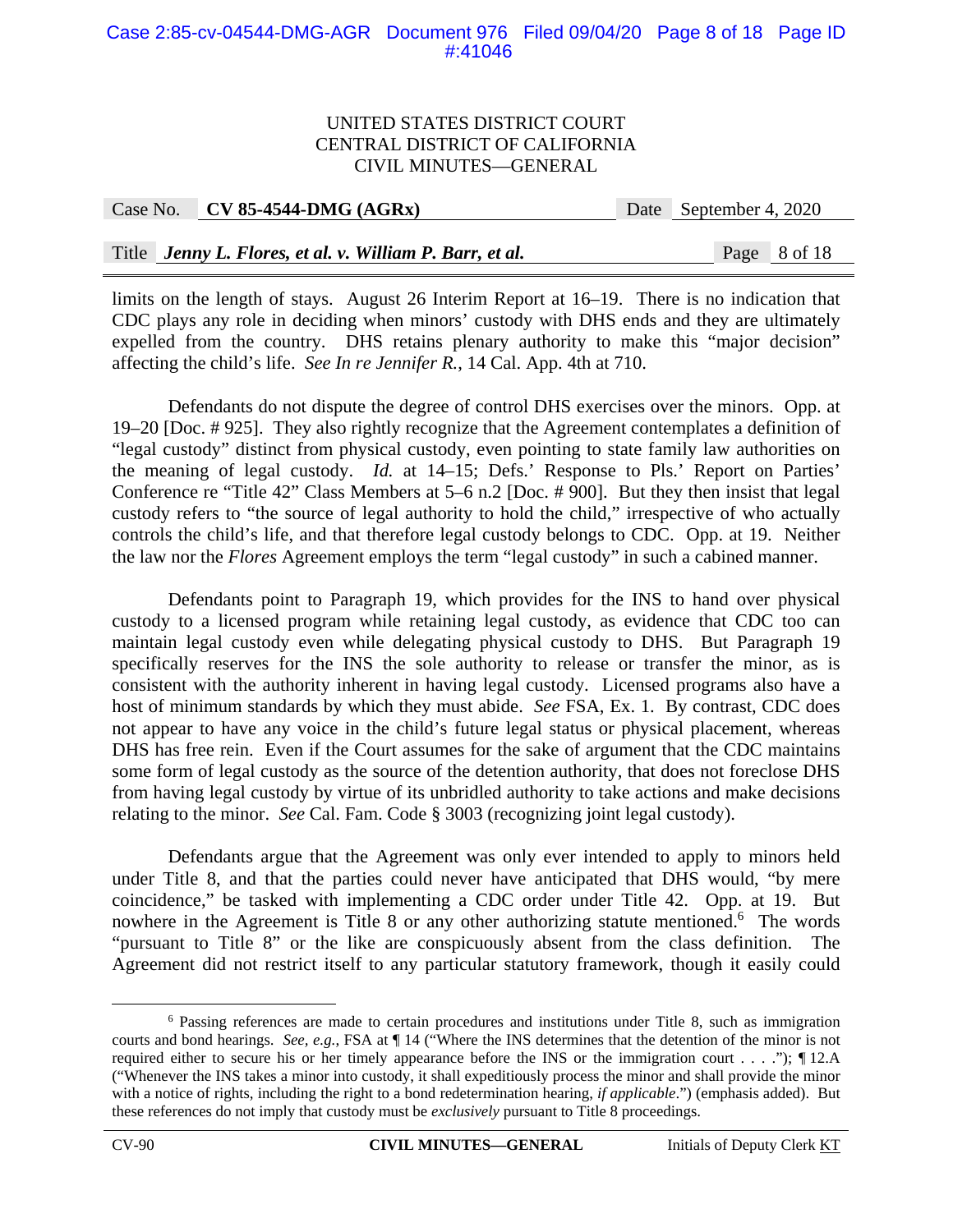limits on the length of stays. August 26 Interim Report at 16–19. There is no indication that CDC plays any role in deciding when minors' custody with DHS ends and they are ultimately expelled from the country. DHS retains plenary authority to make this "major decision" affecting the child's life. *See In re Jennifer R.*, 14 Cal. App. 4th at 710.

Defendants do not dispute the degree of control DHS exercises over the minors. Opp. at 19–20 [Doc. # 925]. They also rightly recognize that the Agreement contemplates a definition of "legal custody" distinct from physical custody, even pointing to state family law authorities on the meaning of legal custody. *Id.* at 14–15; Defs.' Response to Pls.' Report on Parties' Conference re "Title 42" Class Members at 5–6 n.2 [Doc. # 900]. But they then insist that legal custody refers to "the source of legal authority to hold the child," irrespective of who actually controls the child's life, and that therefore legal custody belongs to CDC. Opp. at 19. Neither the law nor the *Flores* Agreement employs the term "legal custody" in such a cabined manner.

Defendants point to Paragraph 19, which provides for the INS to hand over physical custody to a licensed program while retaining legal custody, as evidence that CDC too can maintain legal custody even while delegating physical custody to DHS. But Paragraph 19 specifically reserves for the INS the sole authority to release or transfer the minor, as is consistent with the authority inherent in having legal custody. Licensed programs also have a host of minimum standards by which they must abide. *See* FSA, Ex. 1. By contrast, CDC does not appear to have any voice in the child's future legal status or physical placement, whereas DHS has free rein. Even if the Court assumes for the sake of argument that the CDC maintains some form of legal custody as the source of the detention authority, that does not foreclose DHS from having legal custody by virtue of its unbridled authority to take actions and make decisions relating to the minor. *See* Cal. Fam. Code § 3003 (recognizing joint legal custody).

Defendants argue that the Agreement was only ever intended to apply to minors held under Title 8, and that the parties could never have anticipated that DHS would, "by mere coincidence," be tasked with implementing a CDC order under Title 42. Opp. at 19. But nowhere in the Agreement is Title 8 or any other authorizing statute mentioned.[6] The words "pursuant to Title 8" or the like are conspicuously absent from the class definition. The Agreement did not restrict itself to any particular statutory framework, though it easily could

[6] Passing references are made to certain procedures and institutions under Title 8, such as immigration courts and bond hearings. *See, e.g.*, FSA at ¶ 14 ("Where the INS determines that the detention of the minor is not required either to secure his or her timely appearance before the INS or the immigration court . . . ."); ¶ 12.A ("Whenever the INS takes a minor into custody, it shall expeditiously process the minor and shall provide the minor with a notice of rights, including the right to a bond redetermination hearing, *if applicable*.") (emphasis added). But these references do not imply that custody must be *exclusively* pursuant to Title 8 proceedings.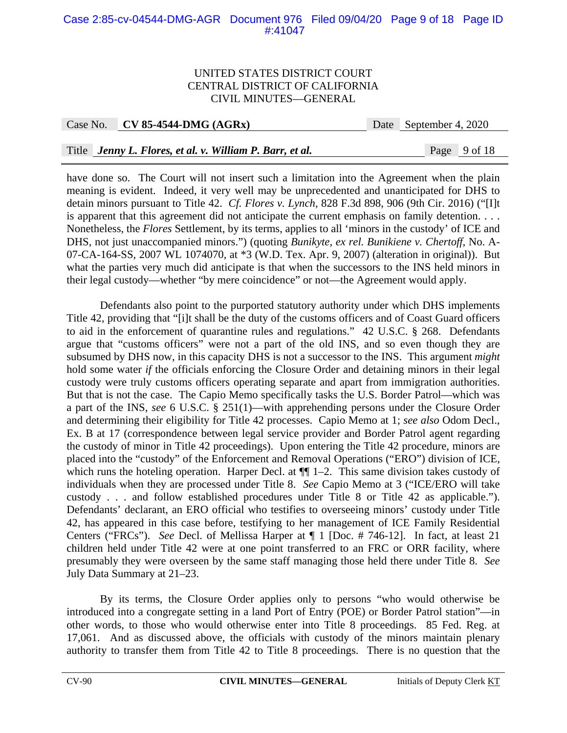have done so. The Court will not insert such a limitation into the Agreement when the plain meaning is evident. Indeed, it very well may be unprecedented and unanticipated for DHS to detain minors pursuant to Title 42. *Cf. Flores v. Lynch*, 828 F.3d 898, 906 (9th Cir. 2016) ("[I]t is apparent that this agreement did not anticipate the current emphasis on family detention. . . . Nonetheless, the *Flores* Settlement, by its terms, applies to all 'minors in the custody' of ICE and DHS, not just unaccompanied minors.") (quoting *Bunikyte, ex rel. Bunikiene v. Chertoff*, No. A-07-CA-164-SS, 2007 WL 1074070, at *3 (W.D. Tex. Apr. 9, 2007) (alteration in original)). But what the parties very much did anticipate is that when the successors to the INS held minors in their legal custody—whether "by mere coincidence" or not—the Agreement would apply.

Defendants also point to the purported statutory authority under which DHS implements Title 42, providing that "[i]t shall be the duty of the customs officers and of Coast Guard officers to aid in the enforcement of quarantine rules and regulations." 42 U.S.C. § 268. Defendants argue that "customs officers" were not a part of the old INS, and so even though they are subsumed by DHS now, in this capacity DHS is not a successor to the INS. This argument *might* hold some water *if* the officials enforcing the Closure Order and detaining minors in their legal custody were truly customs officers operating separate and apart from immigration authorities. But that is not the case. The Capio Memo specifically tasks the U.S. Border Patrol—which was a part of the INS, *see* 6 U.S.C. § 251(1)—with apprehending persons under the Closure Order and determining their eligibility for Title 42 processes. Capio Memo at 1; *see also* Odom Decl., Ex. B at 17 (correspondence between legal service provider and Border Patrol agent regarding the custody of minor in Title 42 proceedings). Upon entering the Title 42 procedure, minors are placed into the "custody" of the Enforcement and Removal Operations ("ERO") division of ICE, which runs the hoteling operation. Harper Decl. at ¶¶ 1–2. This same division takes custody of individuals when they are processed under Title 8. *See* Capio Memo at 3 ("ICE/ERO will take custody . . . and follow established procedures under Title 8 or Title 42 as applicable."). Defendants' declarant, an ERO official who testifies to overseeing minors' custody under Title 42, has appeared in this case before, testifying to her management of ICE Family Residential Centers ("FRCs"). *See* Decl. of Mellissa Harper at ¶ 1 [Doc. # 746-12]. In fact, at least 21 children held under Title 42 were at one point transferred to an FRC or ORR facility, where presumably they were overseen by the same staff managing those held there under Title 8. *See* July Data Summary at 21–23.

By its terms, the Closure Order applies only to persons "who would otherwise be introduced into a congregate setting in a land Port of Entry (POE) or Border Patrol station"—in other words, to those who would otherwise enter into Title 8 proceedings. 85 Fed. Reg. at 17,061. And as discussed above, the officials with custody of the minors maintain plenary authority to transfer them from Title 42 to Title 8 proceedings. There is no question that the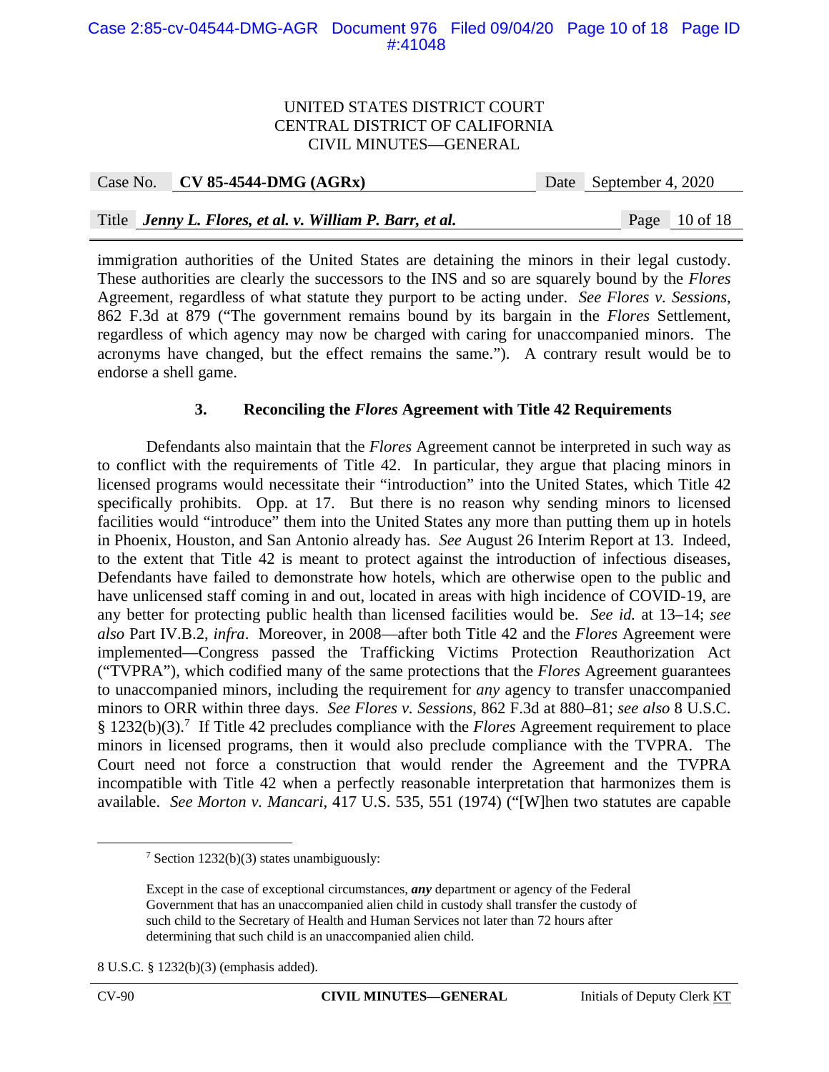immigration authorities of the United States are detaining the minors in their legal custody. These authorities are clearly the successors to the INS and so are squarely bound by the *Flores* Agreement, regardless of what statute they purport to be acting under. *See Flores v. Sessions*, 862 F.3d at 879 ("The government remains bound by its bargain in the *Flores* Settlement, regardless of which agency may now be charged with caring for unaccompanied minors. The acronyms have changed, but the effect remains the same."). A contrary result would be to endorse a shell game.

### 3. Reconciling the *Flores* Agreement with Title 42 Requirements

Defendants also maintain that the *Flores* Agreement cannot be interpreted in such way as to conflict with the requirements of Title 42. In particular, they argue that placing minors in licensed programs would necessitate their "introduction" into the United States, which Title 42 specifically prohibits. Opp. at 17. But there is no reason why sending minors to licensed facilities would "introduce" them into the United States any more than putting them up in hotels in Phoenix, Houston, and San Antonio already has. *See* August 26 Interim Report at 13. Indeed, to the extent that Title 42 is meant to protect against the introduction of infectious diseases, Defendants have failed to demonstrate how hotels, which are otherwise open to the public and have unlicensed staff coming in and out, located in areas with high incidence of COVID-19, are any better for protecting public health than licensed facilities would be. *See id.* at 13–14; *see also* Part IV.B.2, *infra*. Moreover, in 2008—after both Title 42 and the *Flores* Agreement were implemented—Congress passed the Trafficking Victims Protection Reauthorization Act ("TVPRA"), which codified many of the same protections that the *Flores* Agreement guarantees to unaccompanied minors, including the requirement for *any* agency to transfer unaccompanied minors to ORR within three days. *See Flores v. Sessions*, 862 F.3d at 880–81; *see also* 8 U.S.C. § 1232(b)(3).[7] If Title 42 precludes compliance with the *Flores* Agreement requirement to place minors in licensed programs, then it would also preclude compliance with the TVPRA. The Court need not force a construction that would render the Agreement and the TVPRA incompatible with Title 42 when a perfectly reasonable interpretation that harmonizes them is available. *See Morton v. Mancari*, 417 U.S. 535, 551 (1974) ("[W]hen two statutes are capable

---

[7] Section 1232(b)(3) states unambiguously:

> Except in the case of exceptional circumstances, ***any*** department or agency of the Federal Government that has an unaccompanied alien child in custody shall transfer the custody of such child to the Secretary of Health and Human Services not later than 72 hours after determining that such child is an unaccompanied alien child.

8 U.S.C. § 1232(b)(3) (emphasis added).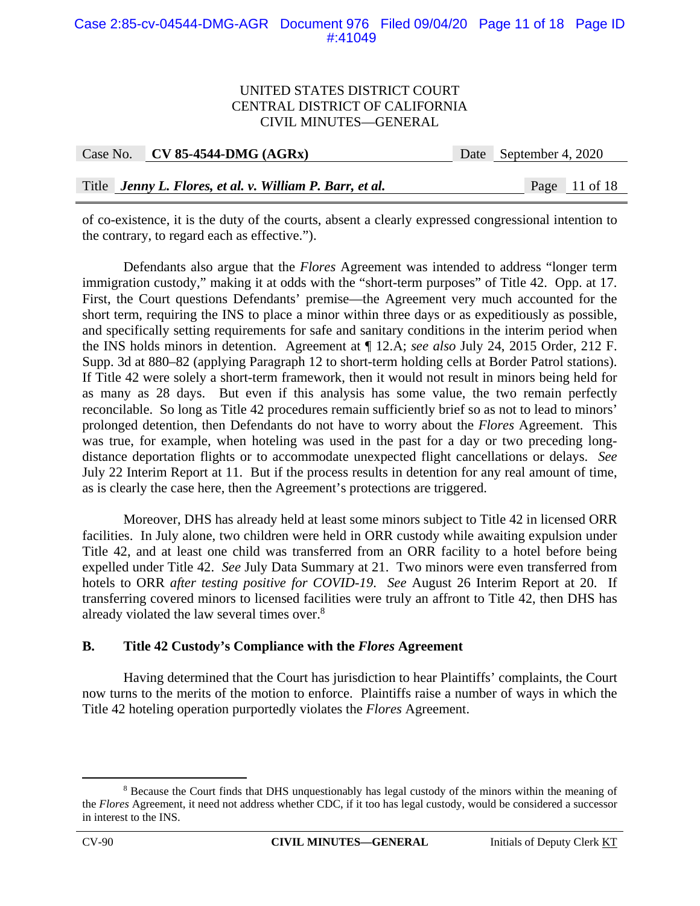of co-existence, it is the duty of the courts, absent a clearly expressed congressional intention to the contrary, to regard each as effective.").

Defendants also argue that the *Flores* Agreement was intended to address "longer term immigration custody," making it at odds with the "short-term purposes" of Title 42. Opp. at 17. First, the Court questions Defendants' premise—the Agreement very much accounted for the short term, requiring the INS to place a minor within three days or as expeditiously as possible, and specifically setting requirements for safe and sanitary conditions in the interim period when the INS holds minors in detention. Agreement at ¶ 12.A; *see also* July 24, 2015 Order, 212 F. Supp. 3d at 880–82 (applying Paragraph 12 to short-term holding cells at Border Patrol stations). If Title 42 were solely a short-term framework, then it would not result in minors being held for as many as 28 days. But even if this analysis has some value, the two remain perfectly reconcilable. So long as Title 42 procedures remain sufficiently brief so as not to lead to minors' prolonged detention, then Defendants do not have to worry about the *Flores* Agreement. This was true, for example, when hoteling was used in the past for a day or two preceding long-distance deportation flights or to accommodate unexpected flight cancellations or delays. *See* July 22 Interim Report at 11. But if the process results in detention for any real amount of time, as is clearly the case here, then the Agreement's protections are triggered.

Moreover, DHS has already held at least some minors subject to Title 42 in licensed ORR facilities. In July alone, two children were held in ORR custody while awaiting expulsion under Title 42, and at least one child was transferred from an ORR facility to a hotel before being expelled under Title 42. *See* July Data Summary at 21. Two minors were even transferred from hotels to ORR *after testing positive for COVID-19*. *See* August 26 Interim Report at 20. If transferring covered minors to licensed facilities were truly an affront to Title 42, then DHS has already violated the law several times over.[8]

### B. Title 42 Custody's Compliance with the *Flores* Agreement

Having determined that the Court has jurisdiction to hear Plaintiffs' complaints, the Court now turns to the merits of the motion to enforce. Plaintiffs raise a number of ways in which the Title 42 hoteling operation purportedly violates the *Flores* Agreement.

---

[8] Because the Court finds that DHS unquestionably has legal custody of the minors within the meaning of the *Flores* Agreement, it need not address whether CDC, if it too has legal custody, would be considered a successor in interest to the INS.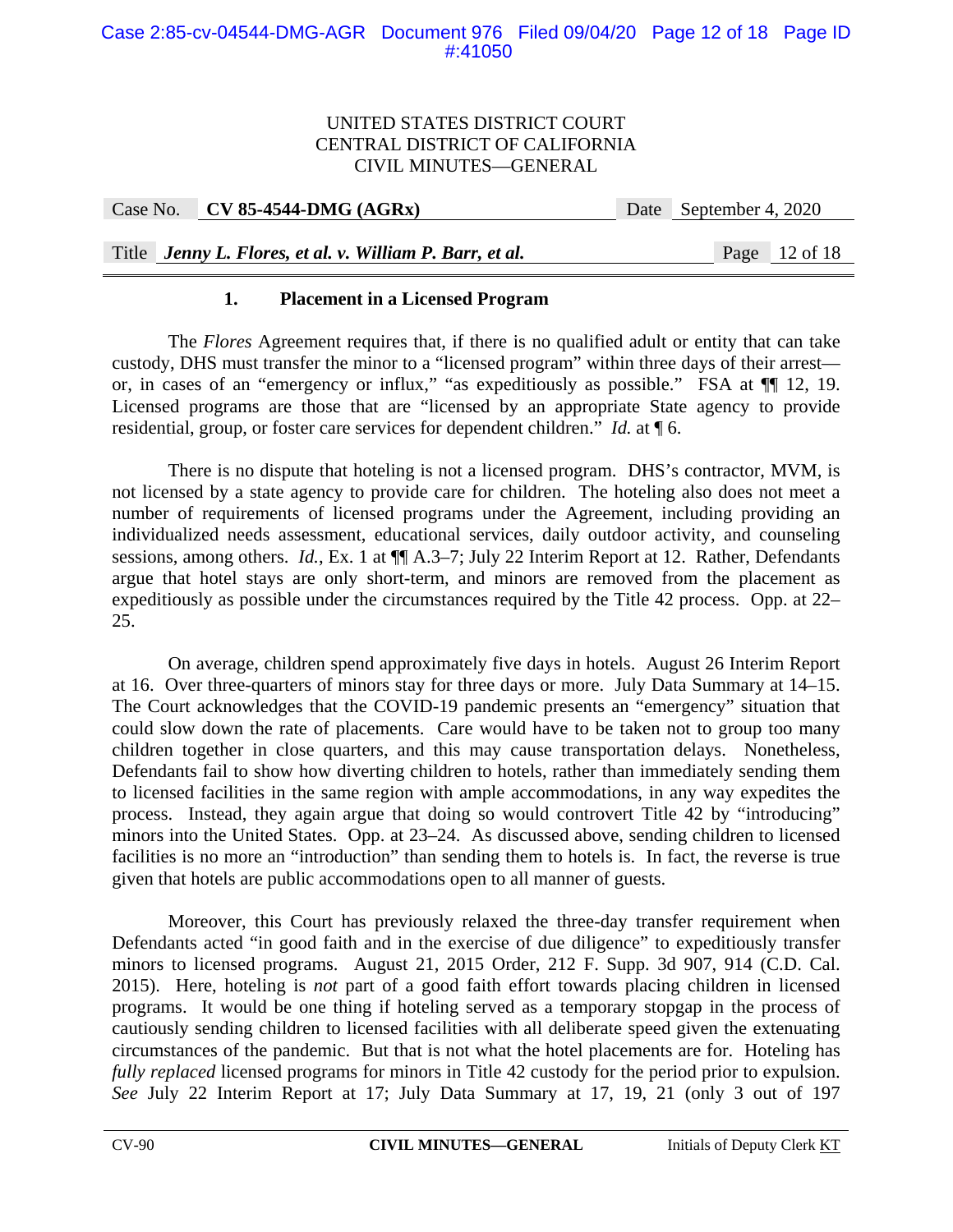### 1. Placement in a Licensed Program

The *Flores* Agreement requires that, if there is no qualified adult or entity that can take custody, DHS must transfer the minor to a "licensed program" within three days of their arrest—or, in cases of an "emergency or influx," "as expeditiously as possible." FSA at ¶¶ 12, 19. Licensed programs are those that are "licensed by an appropriate State agency to provide residential, group, or foster care services for dependent children." *Id.* at ¶ 6.

There is no dispute that hoteling is not a licensed program. DHS's contractor, MVM, is not licensed by a state agency to provide care for children. The hoteling also does not meet a number of requirements of licensed programs under the Agreement, including providing an individualized needs assessment, educational services, daily outdoor activity, and counseling sessions, among others. *Id.*, Ex. 1 at ¶¶ A.3–7; July 22 Interim Report at 12. Rather, Defendants argue that hotel stays are only short-term, and minors are removed from the placement as expeditiously as possible under the circumstances required by the Title 42 process. Opp. at 22–25.

On average, children spend approximately five days in hotels. August 26 Interim Report at 16. Over three-quarters of minors stay for three days or more. July Data Summary at 14–15. The Court acknowledges that the COVID-19 pandemic presents an "emergency" situation that could slow down the rate of placements. Care would have to be taken not to group too many children together in close quarters, and this may cause transportation delays. Nonetheless, Defendants fail to show how diverting children to hotels, rather than immediately sending them to licensed facilities in the same region with ample accommodations, in any way expedites the process. Instead, they again argue that doing so would controvert Title 42 by "introducing" minors into the United States. Opp. at 23–24. As discussed above, sending children to licensed facilities is no more an "introduction" than sending them to hotels is. In fact, the reverse is true given that hotels are public accommodations open to all manner of guests.

Moreover, this Court has previously relaxed the three-day transfer requirement when Defendants acted "in good faith and in the exercise of due diligence" to expeditiously transfer minors to licensed programs. August 21, 2015 Order, 212 F. Supp. 3d 907, 914 (C.D. Cal. 2015). Here, hoteling is *not* part of a good faith effort towards placing children in licensed programs. It would be one thing if hoteling served as a temporary stopgap in the process of cautiously sending children to licensed facilities with all deliberate speed given the extenuating circumstances of the pandemic. But that is not what the hotel placements are for. Hoteling has *fully replaced* licensed programs for minors in Title 42 custody for the period prior to expulsion. *See* July 22 Interim Report at 17; July Data Summary at 17, 19, 21 (only 3 out of 197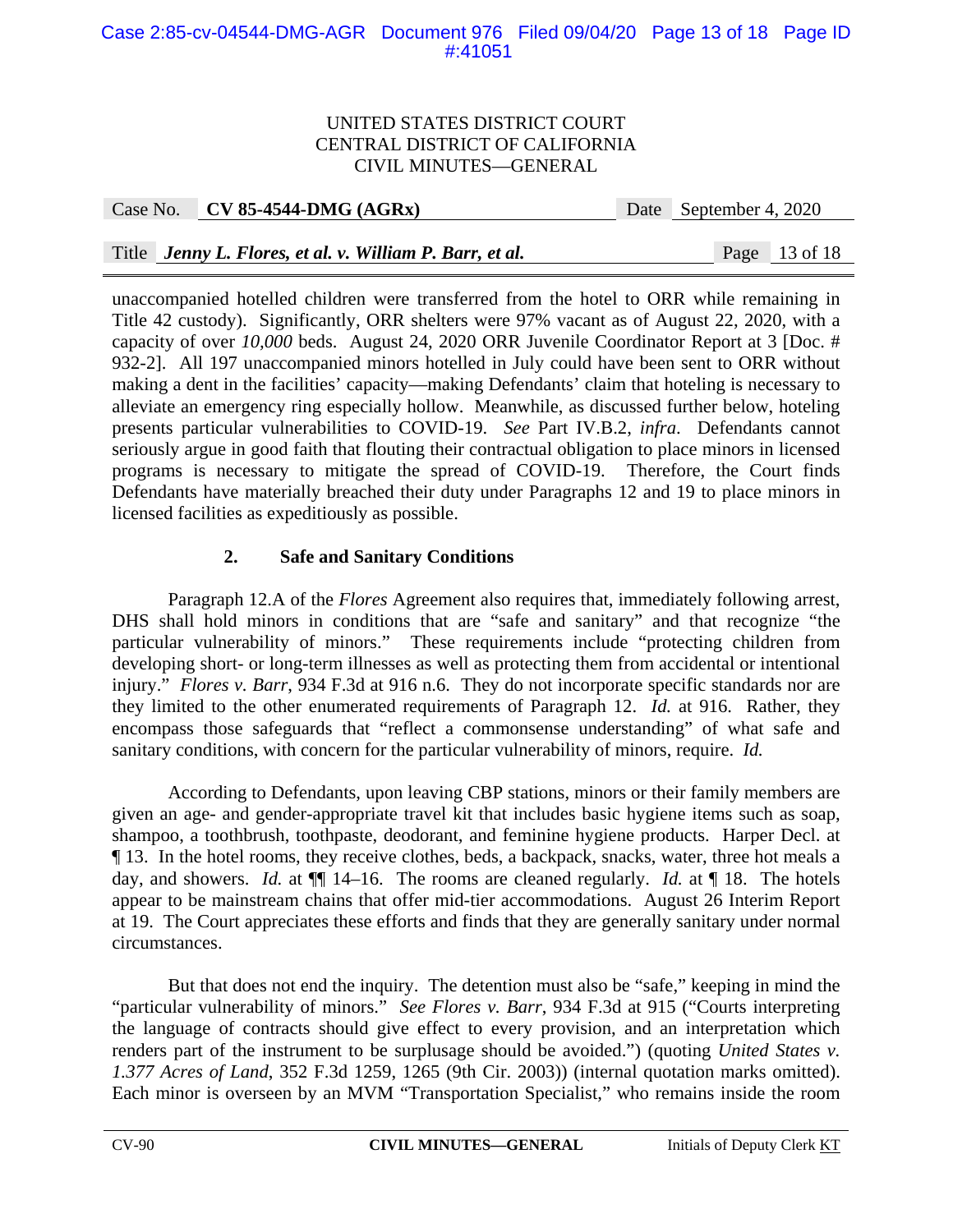unaccompanied hotelled children were transferred from the hotel to ORR while remaining in Title 42 custody). Significantly, ORR shelters were 97% vacant as of August 22, 2020, with a capacity of over *10,000* beds. August 24, 2020 ORR Juvenile Coordinator Report at 3 [Doc. # 932-2]. All 197 unaccompanied minors hotelled in July could have been sent to ORR without making a dent in the facilities' capacity—making Defendants' claim that hoteling is necessary to alleviate an emergency ring especially hollow. Meanwhile, as discussed further below, hoteling presents particular vulnerabilities to COVID-19. *See* Part IV.B.2, *infra*. Defendants cannot seriously argue in good faith that flouting their contractual obligation to place minors in licensed programs is necessary to mitigate the spread of COVID-19. Therefore, the Court finds Defendants have materially breached their duty under Paragraphs 12 and 19 to place minors in licensed facilities as expeditiously as possible.

**2. Safe and Sanitary Conditions**

Paragraph 12.A of the *Flores* Agreement also requires that, immediately following arrest, DHS shall hold minors in conditions that are "safe and sanitary" and that recognize "the particular vulnerability of minors." These requirements include "protecting children from developing short- or long-term illnesses as well as protecting them from accidental or intentional injury." *Flores v. Barr*, 934 F.3d at 916 n.6. They do not incorporate specific standards nor are they limited to the other enumerated requirements of Paragraph 12. *Id.* at 916. Rather, they encompass those safeguards that "reflect a commonsense understanding" of what safe and sanitary conditions, with concern for the particular vulnerability of minors, require. *Id.*

According to Defendants, upon leaving CBP stations, minors or their family members are given an age- and gender-appropriate travel kit that includes basic hygiene items such as soap, shampoo, a toothbrush, toothpaste, deodorant, and feminine hygiene products. Harper Decl. at ¶ 13. In the hotel rooms, they receive clothes, beds, a backpack, snacks, water, three hot meals a day, and showers. *Id.* at ¶¶ 14–16. The rooms are cleaned regularly. *Id.* at ¶ 18. The hotels appear to be mainstream chains that offer mid-tier accommodations. August 26 Interim Report at 19. The Court appreciates these efforts and finds that they are generally sanitary under normal circumstances.

But that does not end the inquiry. The detention must also be "safe," keeping in mind the "particular vulnerability of minors." *See Flores v. Barr*, 934 F.3d at 915 ("Courts interpreting the language of contracts should give effect to every provision, and an interpretation which renders part of the instrument to be surplusage should be avoided.") (quoting *United States v. 1.377 Acres of Land*, 352 F.3d 1259, 1265 (9th Cir. 2003)) (internal quotation marks omitted). Each minor is overseen by an MVM "Transportation Specialist," who remains inside the room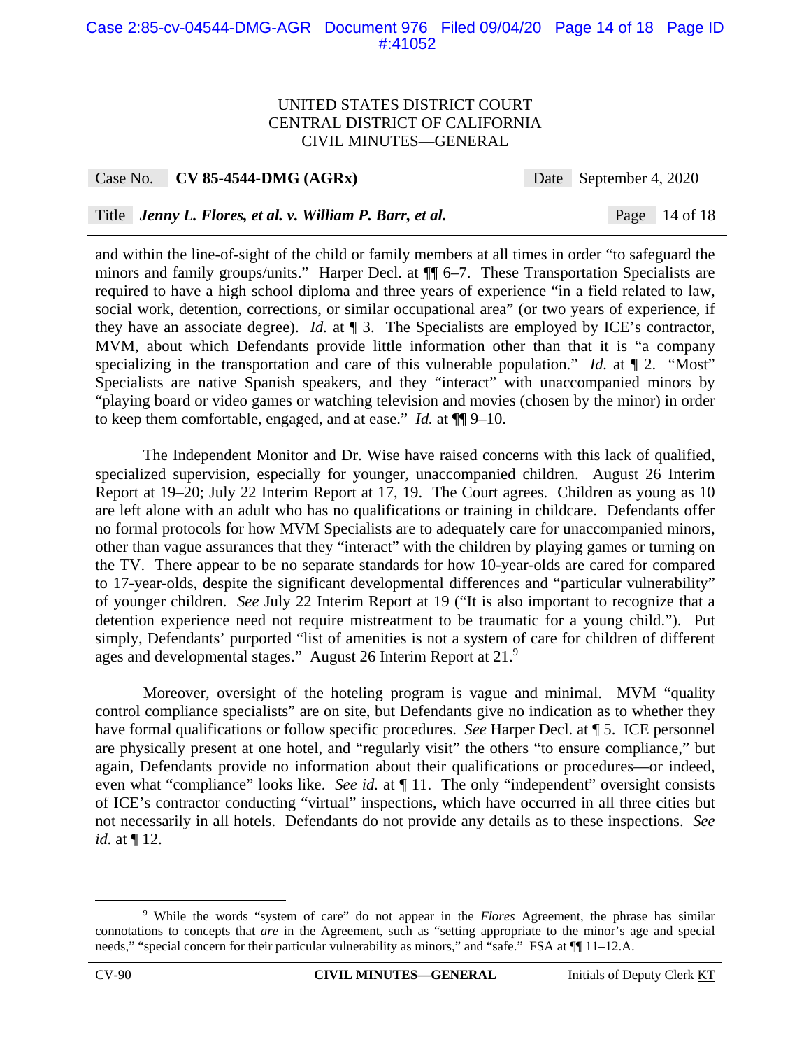and within the line-of-sight of the child or family members at all times in order "to safeguard the minors and family groups/units." Harper Decl. at ¶¶ 6–7. These Transportation Specialists are required to have a high school diploma and three years of experience "in a field related to law, social work, detention, corrections, or similar occupational area" (or two years of experience, if they have an associate degree). *Id.* at ¶ 3. The Specialists are employed by ICE's contractor, MVM, about which Defendants provide little information other than that it is "a company specializing in the transportation and care of this vulnerable population." *Id.* at ¶ 2. "Most" Specialists are native Spanish speakers, and they "interact" with unaccompanied minors by "playing board or video games or watching television and movies (chosen by the minor) in order to keep them comfortable, engaged, and at ease." *Id.* at ¶¶ 9–10.

The Independent Monitor and Dr. Wise have raised concerns with this lack of qualified, specialized supervision, especially for younger, unaccompanied children. August 26 Interim Report at 19–20; July 22 Interim Report at 17, 19. The Court agrees. Children as young as 10 are left alone with an adult who has no qualifications or training in childcare. Defendants offer no formal protocols for how MVM Specialists are to adequately care for unaccompanied minors, other than vague assurances that they "interact" with the children by playing games or turning on the TV. There appear to be no separate standards for how 10-year-olds are cared for compared to 17-year-olds, despite the significant developmental differences and "particular vulnerability" of younger children. *See* July 22 Interim Report at 19 ("It is also important to recognize that a detention experience need not require mistreatment to be traumatic for a young child."). Put simply, Defendants' purported "list of amenities is not a system of care for children of different ages and developmental stages." August 26 Interim Report at 21.[9]

Moreover, oversight of the hoteling program is vague and minimal. MVM "quality control compliance specialists" are on site, but Defendants give no indication as to whether they have formal qualifications or follow specific procedures. *See* Harper Decl. at ¶ 5. ICE personnel are physically present at one hotel, and "regularly visit" the others "to ensure compliance," but again, Defendants provide no information about their qualifications or procedures—or indeed, even what "compliance" looks like. *See id.* at ¶ 11. The only "independent" oversight consists of ICE's contractor conducting "virtual" inspections, which have occurred in all three cities but not necessarily in all hotels. Defendants do not provide any details as to these inspections. *See id.* at ¶ 12.

---

[9] While the words "system of care" do not appear in the *Flores* Agreement, the phrase has similar connotations to concepts that *are* in the Agreement, such as "setting appropriate to the minor's age and special needs," "special concern for their particular vulnerability as minors," and "safe." FSA at ¶¶ 11–12.A.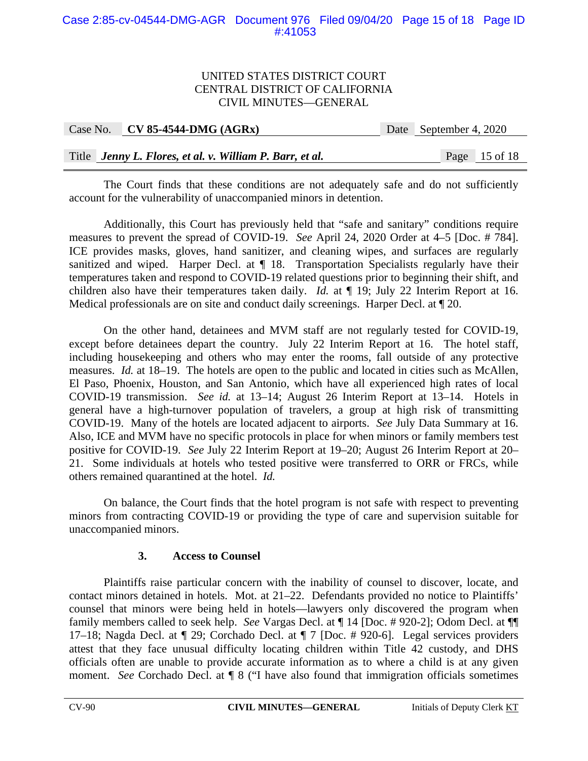The Court finds that these conditions are not adequately safe and do not sufficiently account for the vulnerability of unaccompanied minors in detention.

Additionally, this Court has previously held that "safe and sanitary" conditions require measures to prevent the spread of COVID-19. *See* April 24, 2020 Order at 4–5 [Doc. # 784]. ICE provides masks, gloves, hand sanitizer, and cleaning wipes, and surfaces are regularly sanitized and wiped. Harper Decl. at ¶ 18. Transportation Specialists regularly have their temperatures taken and respond to COVID-19 related questions prior to beginning their shift, and children also have their temperatures taken daily. *Id.* at ¶ 19; July 22 Interim Report at 16. Medical professionals are on site and conduct daily screenings. Harper Decl. at ¶ 20.

On the other hand, detainees and MVM staff are not regularly tested for COVID-19, except before detainees depart the country. July 22 Interim Report at 16. The hotel staff, including housekeeping and others who may enter the rooms, fall outside of any protective measures. *Id.* at 18–19. The hotels are open to the public and located in cities such as McAllen, El Paso, Phoenix, Houston, and San Antonio, which have all experienced high rates of local COVID-19 transmission. *See id.* at 13–14; August 26 Interim Report at 13–14. Hotels in general have a high-turnover population of travelers, a group at high risk of transmitting COVID-19. Many of the hotels are located adjacent to airports. *See* July Data Summary at 16. Also, ICE and MVM have no specific protocols in place for when minors or family members test positive for COVID-19. *See* July 22 Interim Report at 19–20; August 26 Interim Report at 20–21. Some individuals at hotels who tested positive were transferred to ORR or FRCs, while others remained quarantined at the hotel. *Id.*

On balance, the Court finds that the hotel program is not safe with respect to preventing minors from contracting COVID-19 or providing the type of care and supervision suitable for unaccompanied minors.

### 3. Access to Counsel

Plaintiffs raise particular concern with the inability of counsel to discover, locate, and contact minors detained in hotels. Mot. at 21–22. Defendants provided no notice to Plaintiffs' counsel that minors were being held in hotels—lawyers only discovered the program when family members called to seek help. *See* Vargas Decl. at ¶ 14 [Doc. # 920-2]; Odom Decl. at ¶¶ 17–18; Nagda Decl. at ¶ 29; Corchado Decl. at ¶ 7 [Doc. # 920-6]. Legal services providers attest that they face unusual difficulty locating children within Title 42 custody, and DHS officials often are unable to provide accurate information as to where a child is at any given moment. *See* Corchado Decl. at ¶ 8 ("I have also found that immigration officials sometimes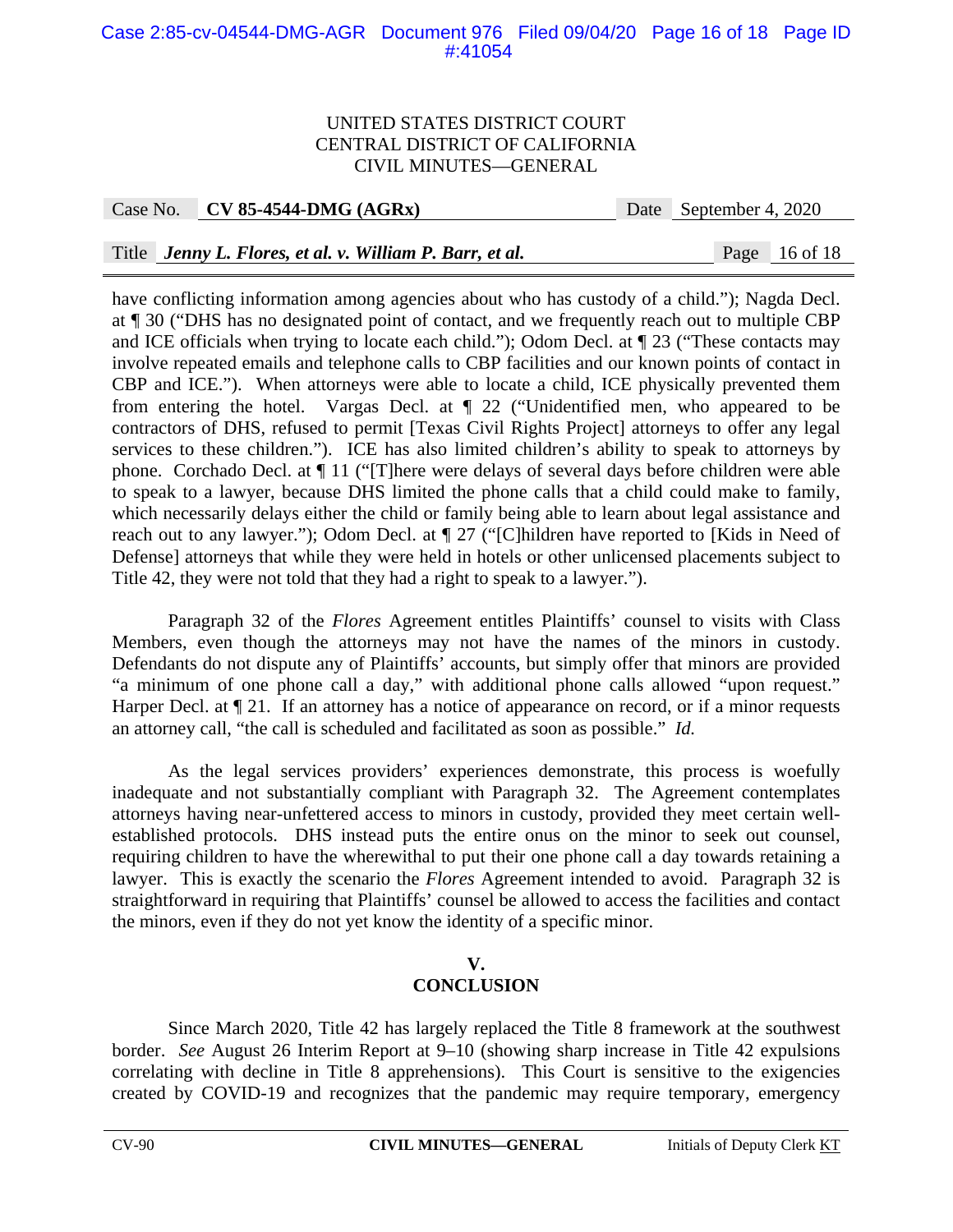have conflicting information among agencies about who has custody of a child."); Nagda Decl. at ¶ 30 ("DHS has no designated point of contact, and we frequently reach out to multiple CBP and ICE officials when trying to locate each child."); Odom Decl. at ¶ 23 ("These contacts may involve repeated emails and telephone calls to CBP facilities and our known points of contact in CBP and ICE."). When attorneys were able to locate a child, ICE physically prevented them from entering the hotel. Vargas Decl. at ¶ 22 ("Unidentified men, who appeared to be contractors of DHS, refused to permit [Texas Civil Rights Project] attorneys to offer any legal services to these children."). ICE has also limited children's ability to speak to attorneys by phone. Corchado Decl. at ¶ 11 ("[T]here were delays of several days before children were able to speak to a lawyer, because DHS limited the phone calls that a child could make to family, which necessarily delays either the child or family being able to learn about legal assistance and reach out to any lawyer."); Odom Decl. at ¶ 27 ("[C]hildren have reported to [Kids in Need of Defense] attorneys that while they were held in hotels or other unlicensed placements subject to Title 42, they were not told that they had a right to speak to a lawyer.").

Paragraph 32 of the *Flores* Agreement entitles Plaintiffs' counsel to visits with Class Members, even though the attorneys may not have the names of the minors in custody. Defendants do not dispute any of Plaintiffs' accounts, but simply offer that minors are provided "a minimum of one phone call a day," with additional phone calls allowed "upon request." Harper Decl. at ¶ 21. If an attorney has a notice of appearance on record, or if a minor requests an attorney call, "the call is scheduled and facilitated as soon as possible." *Id.*

As the legal services providers' experiences demonstrate, this process is woefully inadequate and not substantially compliant with Paragraph 32. The Agreement contemplates attorneys having near-unfettered access to minors in custody, provided they meet certain well-established protocols. DHS instead puts the entire onus on the minor to seek out counsel, requiring children to have the wherewithal to put their one phone call a day towards retaining a lawyer. This is exactly the scenario the *Flores* Agreement intended to avoid. Paragraph 32 is straightforward in requiring that Plaintiffs' counsel be allowed to access the facilities and contact the minors, even if they do not yet know the identity of a specific minor.

## V.
## CONCLUSION

Since March 2020, Title 42 has largely replaced the Title 8 framework at the southwest border. *See* August 26 Interim Report at 9–10 (showing sharp increase in Title 42 expulsions correlating with decline in Title 8 apprehensions). This Court is sensitive to the exigencies created by COVID-19 and recognizes that the pandemic may require temporary, emergency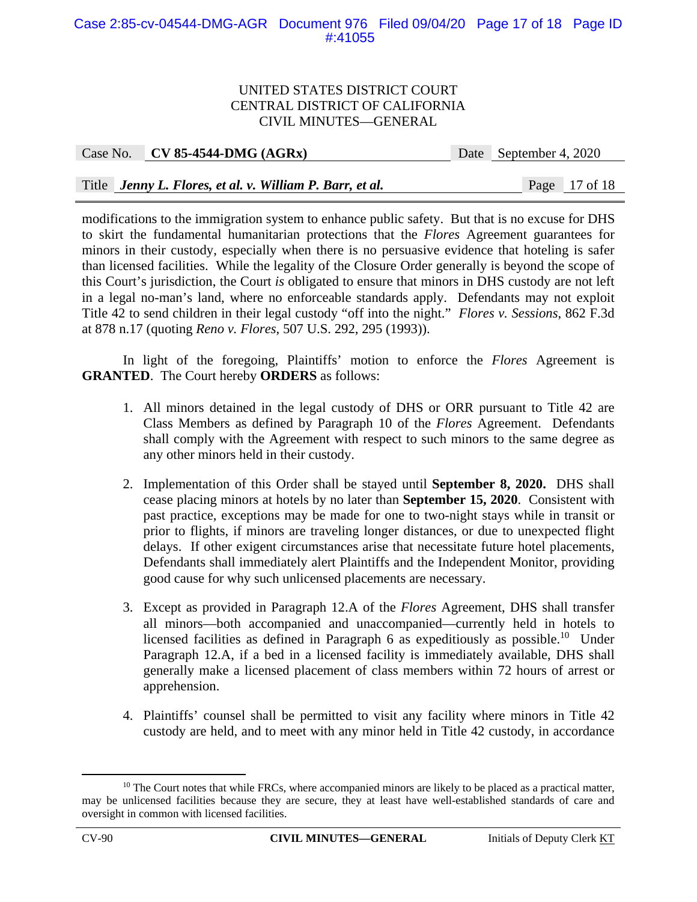modifications to the immigration system to enhance public safety. But that is no excuse for DHS to skirt the fundamental humanitarian protections that the *Flores* Agreement guarantees for minors in their custody, especially when there is no persuasive evidence that hoteling is safer than licensed facilities. While the legality of the Closure Order generally is beyond the scope of this Court's jurisdiction, the Court *is* obligated to ensure that minors in DHS custody are not left in a legal no-man's land, where no enforceable standards apply. Defendants may not exploit Title 42 to send children in their legal custody "off into the night." *Flores v. Sessions*, 862 F.3d at 878 n.17 (quoting *Reno v. Flores*, 507 U.S. 292, 295 (1993)).

In light of the foregoing, Plaintiffs' motion to enforce the *Flores* Agreement is **GRANTED**. The Court hereby **ORDERS** as follows:

1. All minors detained in the legal custody of DHS or ORR pursuant to Title 42 are Class Members as defined by Paragraph 10 of the *Flores* Agreement. Defendants shall comply with the Agreement with respect to such minors to the same degree as any other minors held in their custody.

2. Implementation of this Order shall be stayed until **September 8, 2020.** DHS shall cease placing minors at hotels by no later than **September 15, 2020**. Consistent with past practice, exceptions may be made for one to two-night stays while in transit or prior to flights, if minors are traveling longer distances, or due to unexpected flight delays. If other exigent circumstances arise that necessitate future hotel placements, Defendants shall immediately alert Plaintiffs and the Independent Monitor, providing good cause for why such unlicensed placements are necessary.

3. Except as provided in Paragraph 12.A of the *Flores* Agreement, DHS shall transfer all minors—both accompanied and unaccompanied—currently held in hotels to licensed facilities as defined in Paragraph 6 as expeditiously as possible.[10] Under Paragraph 12.A, if a bed in a licensed facility is immediately available, DHS shall generally make a licensed placement of class members within 72 hours of arrest or apprehension.

4. Plaintiffs' counsel shall be permitted to visit any facility where minors in Title 42 custody are held, and to meet with any minor held in Title 42 custody, in accordance

---

[10] The Court notes that while FRCs, where accompanied minors are likely to be placed as a practical matter, may be unlicensed facilities because they are secure, they at least have well-established standards of care and oversight in common with licensed facilities.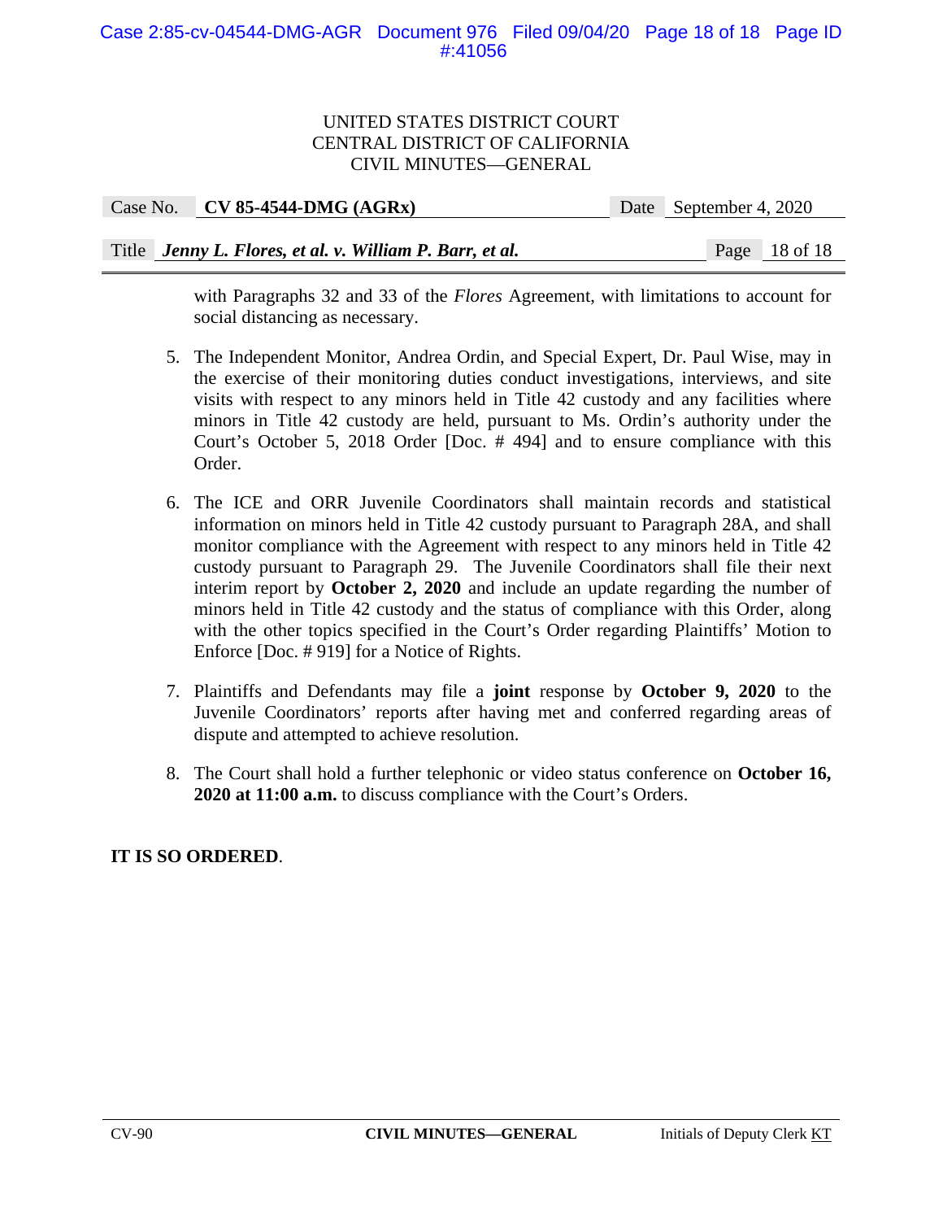with Paragraphs 32 and 33 of the *Flores* Agreement, with limitations to account for social distancing as necessary.

5. The Independent Monitor, Andrea Ordin, and Special Expert, Dr. Paul Wise, may in the exercise of their monitoring duties conduct investigations, interviews, and site visits with respect to any minors held in Title 42 custody and any facilities where minors in Title 42 custody are held, pursuant to Ms. Ordin's authority under the Court's October 5, 2018 Order [Doc. # 494] and to ensure compliance with this Order.

6. The ICE and ORR Juvenile Coordinators shall maintain records and statistical information on minors held in Title 42 custody pursuant to Paragraph 28A, and shall monitor compliance with the Agreement with respect to any minors held in Title 42 custody pursuant to Paragraph 29. The Juvenile Coordinators shall file their next interim report by **October 2, 2020** and include an update regarding the number of minors held in Title 42 custody and the status of compliance with this Order, along with the other topics specified in the Court's Order regarding Plaintiffs' Motion to Enforce [Doc. # 919] for a Notice of Rights.

7. Plaintiffs and Defendants may file a **joint** response by **October 9, 2020** to the Juvenile Coordinators' reports after having met and conferred regarding areas of dispute and attempted to achieve resolution.

8. The Court shall hold a further telephonic or video status conference on **October 16, 2020 at 11:00 a.m.** to discuss compliance with the Court's Orders.

**IT IS SO ORDERED**.